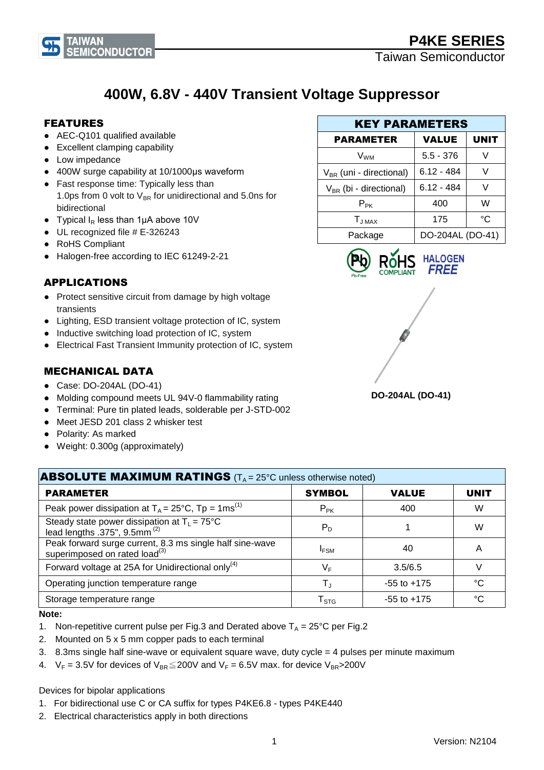# 400W, 6.8V - 440V Transient Voltage Suppressor

## FEATURES

- AEC-Q101 qualified available
- Excellent clamping capability
- Low impedance
- 400W surge capability at 10/1000μs waveform
- Fast response time: Typically less than 1.0ps from 0 volt to $V_{BR}$ for unidirectional and 5.0ns for bidirectional
- Typical $I_R$ less than 1μA above 10V
- UL recognized file # E-326243
- RoHS Compliant
- Halogen-free according to IEC 61249-2-21

| KEY PARAMETERS | | |
|---|---|---|
| **PARAMETER** | **VALUE** | **UNIT** |
| $V_{WM}$ | 5.5 - 376 | V |
| $V_{BR}$ (uni - directional) | 6.12 - 484 | V |
| $V_{BR}$ (bi - directional) | 6.12 - 484 | V |
| $P_{PK}$ | 400 | W |
| $T_{J\,MAX}$ | 175 | °C |
| Package | DO-204AL (DO-41) | |

## APPLICATIONS

- Protect sensitive circuit from damage by high voltage transients
- Lighting, ESD transient voltage protection of IC, system
- Inductive switching load protection of IC, system
- Electrical Fast Transient Immunity protection of IC, system

DO-204AL (DO-41)

## MECHANICAL DATA

- Case: DO-204AL (DO-41)
- Molding compound meets UL 94V-0 flammability rating
- Terminal: Pure tin plated leads, solderable per J-STD-002
- Meet JESD 201 class 2 whisker test
- Polarity: As marked
- Weight: 0.300g (approximately)

## ABSOLUTE MAXIMUM RATINGS ($T_A$ = 25°C unless otherwise noted)

| PARAMETER | SYMBOL | VALUE | UNIT |
|---|---|---|---|
| Peak power dissipation at $T_A$ = 25°C, Tp = 1ms(1) | $P_{PK}$ | 400 | W |
| Steady state power dissipation at $T_L$ = 75°C lead lengths .375", 9.5mm (2) | $P_D$ | 1 | W |
| Peak forward surge current, 8.3 ms single half sine-wave superimposed on rated load(3) | $I_{FSM}$ | 40 | A |
| Forward voltage at 25A for Unidirectional only(4) | $V_F$ | 3.5/6.5 | V |
| Operating junction temperature range | $T_J$ | -55 to +175 | °C |
| Storage temperature range | $T_{STG}$ | -55 to +175 | °C |

**Note:**

1. Non-repetitive current pulse per Fig.3 and Derated above $T_A$ = 25°C per Fig.2
2. Mounted on 5 x 5 mm copper pads to each terminal
3. 8.3ms single half sine-wave or equivalent square wave, duty cycle = 4 pulses per minute maximum
4. $V_F$ = 3.5V for devices of $V_{BR} \leq$ 200V and $V_F$ = 6.5V max. for device $V_{BR}$>200V

Devices for bipolar applications

1. For bidirectional use C or CA suffix for types P4KE6.8 - types P4KE440
2. Electrical characteristics apply in both directions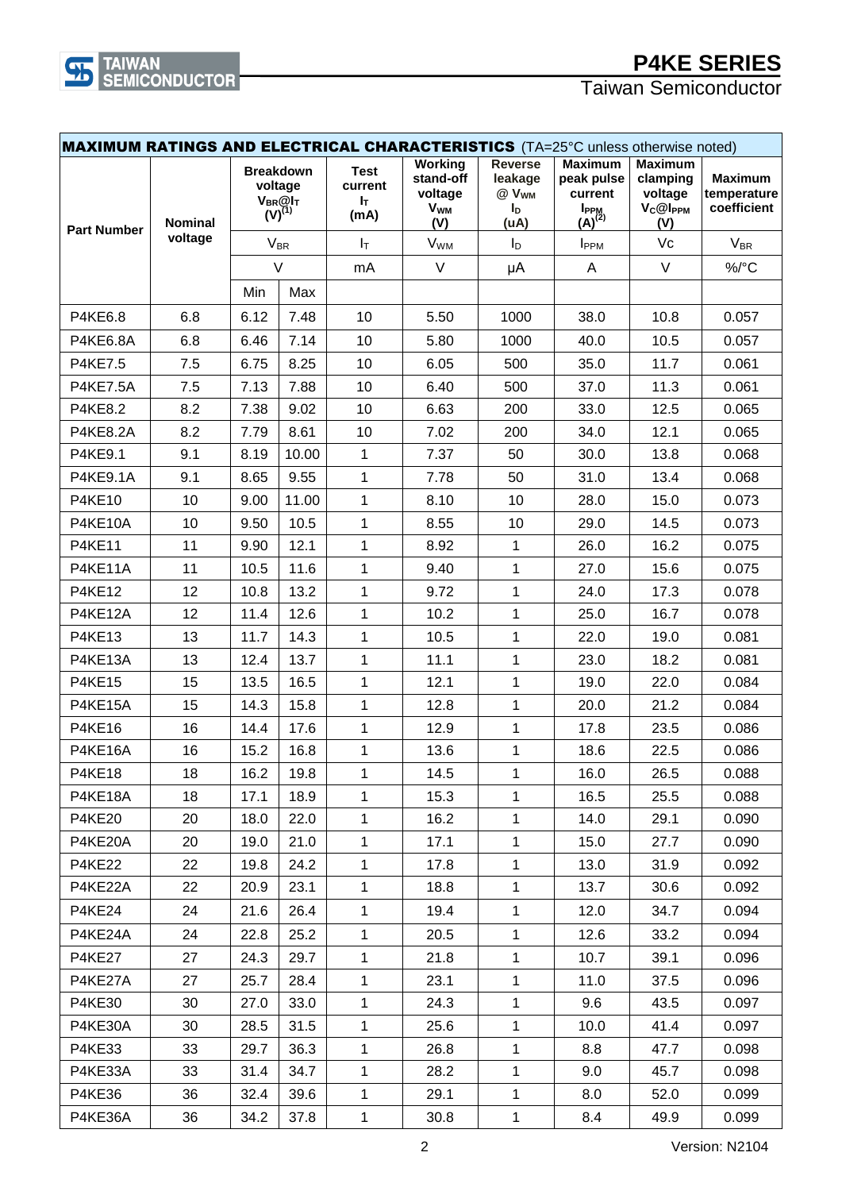## MAXIMUM RATINGS AND ELECTRICAL CHARACTERISTICS (TA=25°C unless otherwise noted)

| Part Number | Nominal voltage | Breakdown voltage $V_{BR}$@$I_T$ (V)[1] | | Test current $I_T$ (mA) | Working stand-off voltage $V_{WM}$ (V) | Reverse leakage @ $V_{WM}$ $I_D$ (uA) | Maximum peak pulse current $I_{PPM}$ (A)[2] | Maximum clamping voltage $V_C$@$I_{PPM}$ (V) | Maximum temperature coefficient |
|---|---|---|---|---|---|---|---|---|---|
| | | $V_{BR}$ | | $I_T$ | $V_{WM}$ | $I_D$ | $I_{PPM}$ | Vc | $V_{BR}$ |
| | | V | | mA | V | μA | A | V | %/°C |
| | | Min | Max | | | | | | |
| P4KE6.8 | 6.8 | 6.12 | 7.48 | 10 | 5.50 | 1000 | 38.0 | 10.8 | 0.057 |
| P4KE6.8A | 6.8 | 6.46 | 7.14 | 10 | 5.80 | 1000 | 40.0 | 10.5 | 0.057 |
| P4KE7.5 | 7.5 | 6.75 | 8.25 | 10 | 6.05 | 500 | 35.0 | 11.7 | 0.061 |
| P4KE7.5A | 7.5 | 7.13 | 7.88 | 10 | 6.40 | 500 | 37.0 | 11.3 | 0.061 |
| P4KE8.2 | 8.2 | 7.38 | 9.02 | 10 | 6.63 | 200 | 33.0 | 12.5 | 0.065 |
| P4KE8.2A | 8.2 | 7.79 | 8.61 | 10 | 7.02 | 200 | 34.0 | 12.1 | 0.065 |
| P4KE9.1 | 9.1 | 8.19 | 10.00 | 1 | 7.37 | 50 | 30.0 | 13.8 | 0.068 |
| P4KE9.1A | 9.1 | 8.65 | 9.55 | 1 | 7.78 | 50 | 31.0 | 13.4 | 0.068 |
| P4KE10 | 10 | 9.00 | 11.00 | 1 | 8.10 | 10 | 28.0 | 15.0 | 0.073 |
| P4KE10A | 10 | 9.50 | 10.5 | 1 | 8.55 | 10 | 29.0 | 14.5 | 0.073 |
| P4KE11 | 11 | 9.90 | 12.1 | 1 | 8.92 | 1 | 26.0 | 16.2 | 0.075 |
| P4KE11A | 11 | 10.5 | 11.6 | 1 | 9.40 | 1 | 27.0 | 15.6 | 0.075 |
| P4KE12 | 12 | 10.8 | 13.2 | 1 | 9.72 | 1 | 24.0 | 17.3 | 0.078 |
| P4KE12A | 12 | 11.4 | 12.6 | 1 | 10.2 | 1 | 25.0 | 16.7 | 0.078 |
| P4KE13 | 13 | 11.7 | 14.3 | 1 | 10.5 | 1 | 22.0 | 19.0 | 0.081 |
| P4KE13A | 13 | 12.4 | 13.7 | 1 | 11.1 | 1 | 23.0 | 18.2 | 0.081 |
| P4KE15 | 15 | 13.5 | 16.5 | 1 | 12.1 | 1 | 19.0 | 22.0 | 0.084 |
| P4KE15A | 15 | 14.3 | 15.8 | 1 | 12.8 | 1 | 20.0 | 21.2 | 0.084 |
| P4KE16 | 16 | 14.4 | 17.6 | 1 | 12.9 | 1 | 17.8 | 23.5 | 0.086 |
| P4KE16A | 16 | 15.2 | 16.8 | 1 | 13.6 | 1 | 18.6 | 22.5 | 0.086 |
| P4KE18 | 18 | 16.2 | 19.8 | 1 | 14.5 | 1 | 16.0 | 26.5 | 0.088 |
| P4KE18A | 18 | 17.1 | 18.9 | 1 | 15.3 | 1 | 16.5 | 25.5 | 0.088 |
| P4KE20 | 20 | 18.0 | 22.0 | 1 | 16.2 | 1 | 14.0 | 29.1 | 0.090 |
| P4KE20A | 20 | 19.0 | 21.0 | 1 | 17.1 | 1 | 15.0 | 27.7 | 0.090 |
| P4KE22 | 22 | 19.8 | 24.2 | 1 | 17.8 | 1 | 13.0 | 31.9 | 0.092 |
| P4KE22A | 22 | 20.9 | 23.1 | 1 | 18.8 | 1 | 13.7 | 30.6 | 0.092 |
| P4KE24 | 24 | 21.6 | 26.4 | 1 | 19.4 | 1 | 12.0 | 34.7 | 0.094 |
| P4KE24A | 24 | 22.8 | 25.2 | 1 | 20.5 | 1 | 12.6 | 33.2 | 0.094 |
| P4KE27 | 27 | 24.3 | 29.7 | 1 | 21.8 | 1 | 10.7 | 39.1 | 0.096 |
| P4KE27A | 27 | 25.7 | 28.4 | 1 | 23.1 | 1 | 11.0 | 37.5 | 0.096 |
| P4KE30 | 30 | 27.0 | 33.0 | 1 | 24.3 | 1 | 9.6 | 43.5 | 0.097 |
| P4KE30A | 30 | 28.5 | 31.5 | 1 | 25.6 | 1 | 10.0 | 41.4 | 0.097 |
| P4KE33 | 33 | 29.7 | 36.3 | 1 | 26.8 | 1 | 8.8 | 47.7 | 0.098 |
| P4KE33A | 33 | 31.4 | 34.7 | 1 | 28.2 | 1 | 9.0 | 45.7 | 0.098 |
| P4KE36 | 36 | 32.4 | 39.6 | 1 | 29.1 | 1 | 8.0 | 52.0 | 0.099 |
| P4KE36A | 36 | 34.2 | 37.8 | 1 | 30.8 | 1 | 8.4 | 49.9 | 0.099 |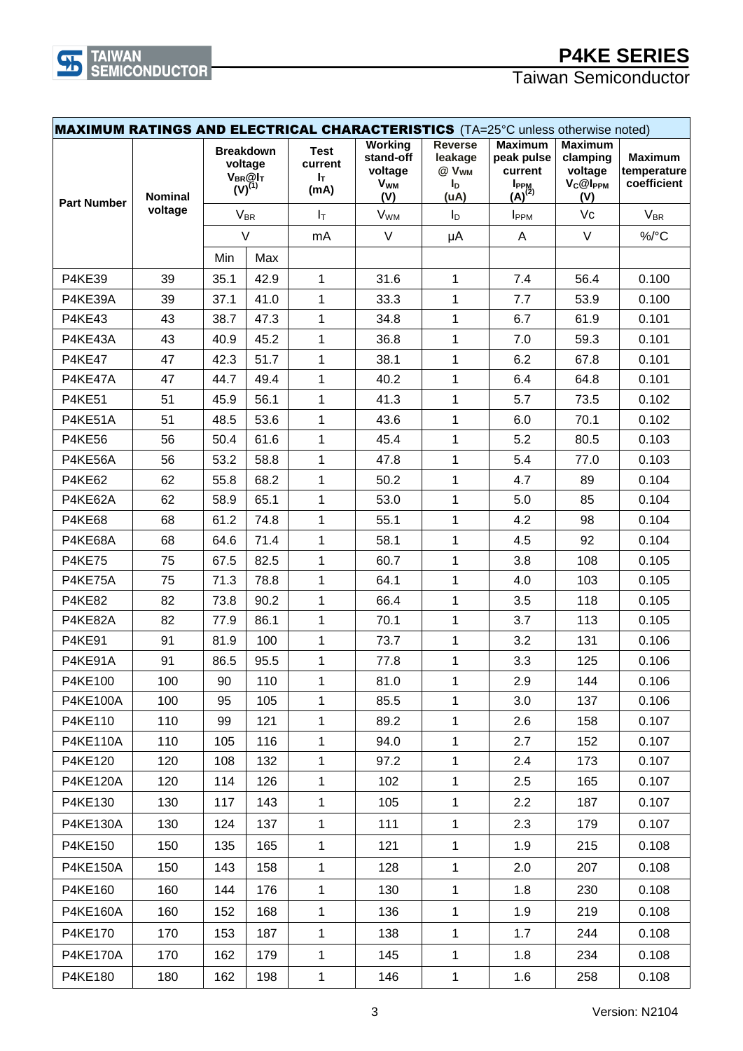## MAXIMUM RATINGS AND ELECTRICAL CHARACTERISTICS (TA=25°C unless otherwise noted)

| Part Number | Nominal voltage | Breakdown voltage $V_{BR}$@$I_T$ (V)[1] | | Test current $I_T$ (mA) | Working stand-off voltage $V_{WM}$ (V) | Reverse leakage @ $V_{WM}$ $I_D$ (uA) | Maximum peak pulse current $I_{PPM}$ (A)[2] | Maximum clamping voltage $V_C$@$I_{PPM}$ (V) | Maximum temperature coefficient |
|---|---|---|---|---|---|---|---|---|---|
| | | $V_{BR}$ | | $I_T$ | $V_{WM}$ | $I_D$ | $I_{PPM}$ | Vc | $V_{BR}$ |
| | | V | | mA | V | μA | A | V | %/°C |
| | | Min | Max | | | | | | |
| P4KE39 | 39 | 35.1 | 42.9 | 1 | 31.6 | 1 | 7.4 | 56.4 | 0.100 |
| P4KE39A | 39 | 37.1 | 41.0 | 1 | 33.3 | 1 | 7.7 | 53.9 | 0.100 |
| P4KE43 | 43 | 38.7 | 47.3 | 1 | 34.8 | 1 | 6.7 | 61.9 | 0.101 |
| P4KE43A | 43 | 40.9 | 45.2 | 1 | 36.8 | 1 | 7.0 | 59.3 | 0.101 |
| P4KE47 | 47 | 42.3 | 51.7 | 1 | 38.1 | 1 | 6.2 | 67.8 | 0.101 |
| P4KE47A | 47 | 44.7 | 49.4 | 1 | 40.2 | 1 | 6.4 | 64.8 | 0.101 |
| P4KE51 | 51 | 45.9 | 56.1 | 1 | 41.3 | 1 | 5.7 | 73.5 | 0.102 |
| P4KE51A | 51 | 48.5 | 53.6 | 1 | 43.6 | 1 | 6.0 | 70.1 | 0.102 |
| P4KE56 | 56 | 50.4 | 61.6 | 1 | 45.4 | 1 | 5.2 | 80.5 | 0.103 |
| P4KE56A | 56 | 53.2 | 58.8 | 1 | 47.8 | 1 | 5.4 | 77.0 | 0.103 |
| P4KE62 | 62 | 55.8 | 68.2 | 1 | 50.2 | 1 | 4.7 | 89 | 0.104 |
| P4KE62A | 62 | 58.9 | 65.1 | 1 | 53.0 | 1 | 5.0 | 85 | 0.104 |
| P4KE68 | 68 | 61.2 | 74.8 | 1 | 55.1 | 1 | 4.2 | 98 | 0.104 |
| P4KE68A | 68 | 64.6 | 71.4 | 1 | 58.1 | 1 | 4.5 | 92 | 0.104 |
| P4KE75 | 75 | 67.5 | 82.5 | 1 | 60.7 | 1 | 3.8 | 108 | 0.105 |
| P4KE75A | 75 | 71.3 | 78.8 | 1 | 64.1 | 1 | 4.0 | 103 | 0.105 |
| P4KE82 | 82 | 73.8 | 90.2 | 1 | 66.4 | 1 | 3.5 | 118 | 0.105 |
| P4KE82A | 82 | 77.9 | 86.1 | 1 | 70.1 | 1 | 3.7 | 113 | 0.105 |
| P4KE91 | 91 | 81.9 | 100 | 1 | 73.7 | 1 | 3.2 | 131 | 0.106 |
| P4KE91A | 91 | 86.5 | 95.5 | 1 | 77.8 | 1 | 3.3 | 125 | 0.106 |
| P4KE100 | 100 | 90 | 110 | 1 | 81.0 | 1 | 2.9 | 144 | 0.106 |
| P4KE100A | 100 | 95 | 105 | 1 | 85.5 | 1 | 3.0 | 137 | 0.106 |
| P4KE110 | 110 | 99 | 121 | 1 | 89.2 | 1 | 2.6 | 158 | 0.107 |
| P4KE110A | 110 | 105 | 116 | 1 | 94.0 | 1 | 2.7 | 152 | 0.107 |
| P4KE120 | 120 | 108 | 132 | 1 | 97.2 | 1 | 2.4 | 173 | 0.107 |
| P4KE120A | 120 | 114 | 126 | 1 | 102 | 1 | 2.5 | 165 | 0.107 |
| P4KE130 | 130 | 117 | 143 | 1 | 105 | 1 | 2.2 | 187 | 0.107 |
| P4KE130A | 130 | 124 | 137 | 1 | 111 | 1 | 2.3 | 179 | 0.107 |
| P4KE150 | 150 | 135 | 165 | 1 | 121 | 1 | 1.9 | 215 | 0.108 |
| P4KE150A | 150 | 143 | 158 | 1 | 128 | 1 | 2.0 | 207 | 0.108 |
| P4KE160 | 160 | 144 | 176 | 1 | 130 | 1 | 1.8 | 230 | 0.108 |
| P4KE160A | 160 | 152 | 168 | 1 | 136 | 1 | 1.9 | 219 | 0.108 |
| P4KE170 | 170 | 153 | 187 | 1 | 138 | 1 | 1.7 | 244 | 0.108 |
| P4KE170A | 170 | 162 | 179 | 1 | 145 | 1 | 1.8 | 234 | 0.108 |
| P4KE180 | 180 | 162 | 198 | 1 | 146 | 1 | 1.6 | 258 | 0.108 |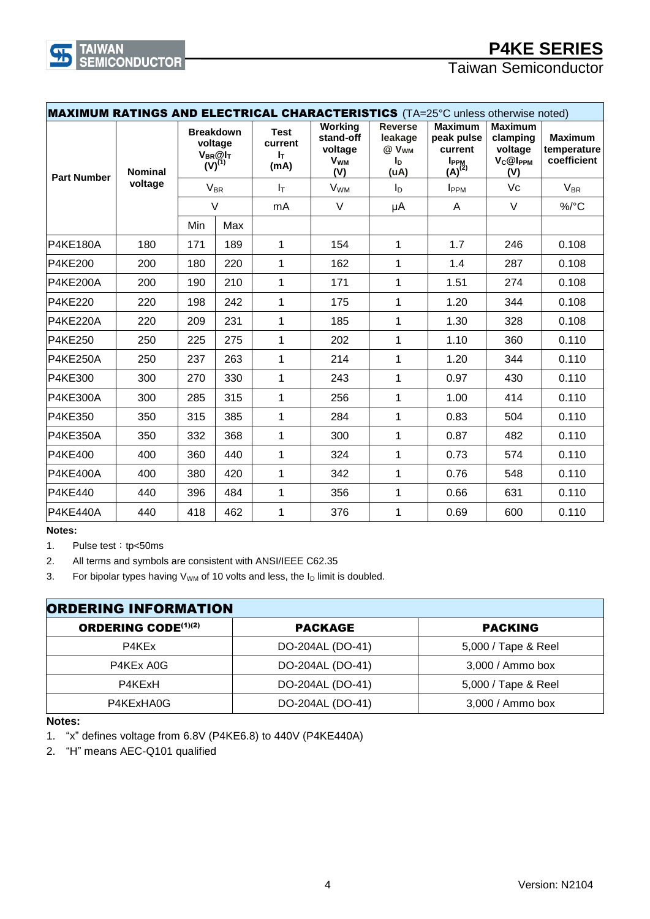## MAXIMUM RATINGS AND ELECTRICAL CHARACTERISTICS (TA=25°C unless otherwise noted)

| Part Number | Nominal voltage | Breakdown voltage $V_{BR}$@$I_T$ (V)[1] | | Test current $I_T$ (mA) | Working stand-off voltage $V_{WM}$ (V) | Reverse leakage @ $V_{WM}$ $I_D$ (uA) | Maximum peak pulse current $I_{PPM}$ (A)[2] | Maximum clamping voltage $V_C$@$I_{PPM}$ (V) | Maximum temperature coefficient |
|---|---|---|---|---|---|---|---|---|---|
| | | $V_{BR}$ | | $I_T$ | $V_{WM}$ | $I_D$ | $I_{PPM}$ | Vc | $V_{BR}$ |
| | | V | | mA | V | μA | A | V | %/°C |
| | | Min | Max | | | | | | |
| P4KE180A | 180 | 171 | 189 | 1 | 154 | 1 | 1.7 | 246 | 0.108 |
| P4KE200 | 200 | 180 | 220 | 1 | 162 | 1 | 1.4 | 287 | 0.108 |
| P4KE200A | 200 | 190 | 210 | 1 | 171 | 1 | 1.51 | 274 | 0.108 |
| P4KE220 | 220 | 198 | 242 | 1 | 175 | 1 | 1.20 | 344 | 0.108 |
| P4KE220A | 220 | 209 | 231 | 1 | 185 | 1 | 1.30 | 328 | 0.108 |
| P4KE250 | 250 | 225 | 275 | 1 | 202 | 1 | 1.10 | 360 | 0.110 |
| P4KE250A | 250 | 237 | 263 | 1 | 214 | 1 | 1.20 | 344 | 0.110 |
| P4KE300 | 300 | 270 | 330 | 1 | 243 | 1 | 0.97 | 430 | 0.110 |
| P4KE300A | 300 | 285 | 315 | 1 | 256 | 1 | 1.00 | 414 | 0.110 |
| P4KE350 | 350 | 315 | 385 | 1 | 284 | 1 | 0.83 | 504 | 0.110 |
| P4KE350A | 350 | 332 | 368 | 1 | 300 | 1 | 0.87 | 482 | 0.110 |
| P4KE400 | 400 | 360 | 440 | 1 | 324 | 1 | 0.73 | 574 | 0.110 |
| P4KE400A | 400 | 380 | 420 | 1 | 342 | 1 | 0.76 | 548 | 0.110 |
| P4KE440 | 440 | 396 | 484 | 1 | 356 | 1 | 0.66 | 631 | 0.110 |
| P4KE440A | 440 | 418 | 462 | 1 | 376 | 1 | 0.69 | 600 | 0.110 |

**Notes:**

1. Pulse test：tp<50ms
2. All terms and symbols are consistent with ANSI/IEEE C62.35
3. For bipolar types having $V_{WM}$ of 10 volts and less, the $I_D$ limit is doubled.

## ORDERING INFORMATION

| ORDERING CODE[1][2] | PACKAGE | PACKING |
|---|---|---|
| P4KEx | DO-204AL (DO-41) | 5,000 / Tape & Reel |
| P4KEx A0G | DO-204AL (DO-41) | 3,000 / Ammo box |
| P4KExH | DO-204AL (DO-41) | 5,000 / Tape & Reel |
| P4KExHA0G | DO-204AL (DO-41) | 3,000 / Ammo box |

**Notes:**

1. "x" defines voltage from 6.8V (P4KE6.8) to 440V (P4KE440A)
2. "H" means AEC-Q101 qualified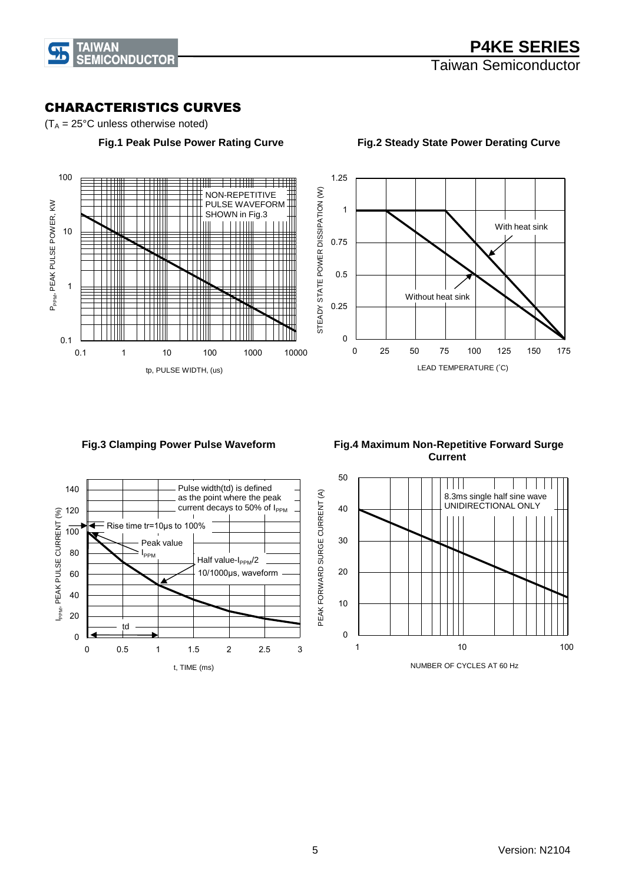## CHARACTERISTICS CURVES

($T_A$ = 25°C unless otherwise noted)

**Fig.1 Peak Pulse Power Rating Curve**

NON-REPETITIVE PULSE WAVEFORM SHOWN in Fig.3

$P_{PPM}$, PEAK PULSE POWER, KW

tp, PULSE WIDTH, (us)

**Fig.2 Steady State Power Derating Curve**

With heat sink

Without heat sink

STEADY STATE POWER DISSIPATION (W)

LEAD TEMPERATURE (°C)

**Fig.3 Clamping Power Pulse Waveform**

Pulse width(td) is defined as the point where the peak current decays to 50% of $I_{PPM}$

Rise time tr=10μs to 100%

Peak value $I_{PPM}$

Half value-$I_{PPM}$/2

10/1000μs, waveform

td

$I_{PPM}$, PEAK PULSE CURRENT (%)

t, TIME (ms)

**Fig.4 Maximum Non-Repetitive Forward Surge Current**

8.3ms single half sine wave UNIDIRECTIONAL ONLY

PEAK FORWARD SURGE CURRENT (A)

NUMBER OF CYCLES AT 60 Hz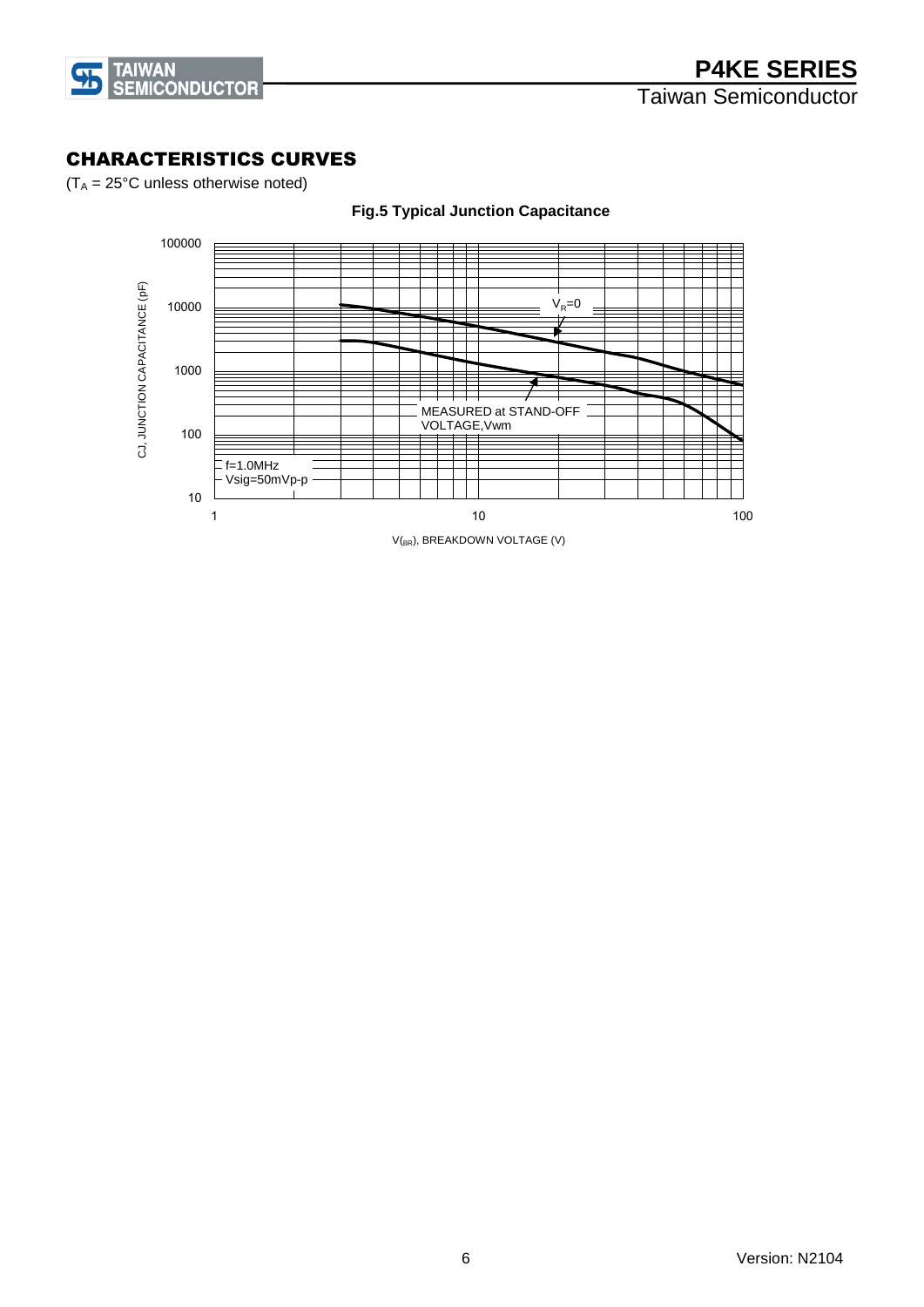## CHARACTERISTICS CURVES

($T_A$ = 25°C unless otherwise noted)

**Fig.5 Typical Junction Capacitance**

CJ, JUNCTION CAPACITANCE (pF)

100000
10000
1000
100
10

$V_R$=0

MEASURED at STAND-OFF VOLTAGE,Vwm

f=1.0MHz
Vsig=50mVp-p

1 10 100

$V_{(BR)}$, BREAKDOWN VOLTAGE (V)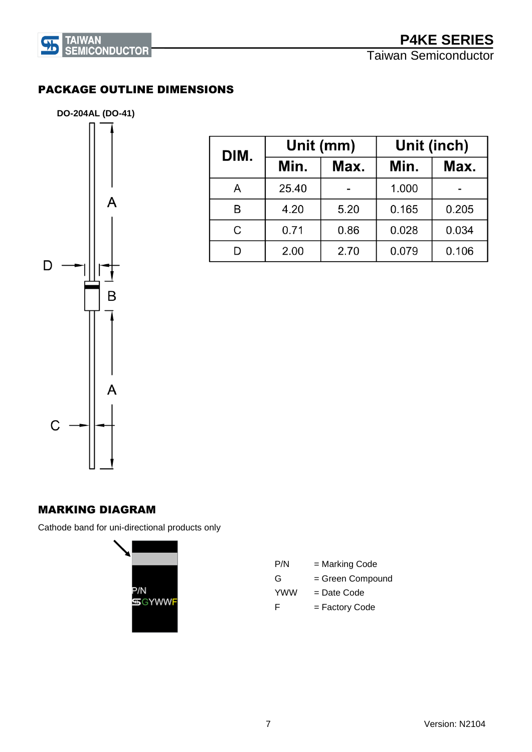## PACKAGE OUTLINE DIMENSIONS

**DO-204AL (DO-41)**

| DIM. | Unit (mm) | | Unit (inch) | |
|---|---|---|---|---|
| | Min. | Max. | Min. | Max. |
| A | 25.40 | - | 1.000 | - |
| B | 4.20 | 5.20 | 0.165 | 0.205 |
| C | 0.71 | 0.86 | 0.028 | 0.034 |
| D | 2.00 | 2.70 | 0.079 | 0.106 |

## MARKING DIAGRAM

Cathode band for uni-directional products only

P/N
GYWWF

| | |
|---|---|
| P/N | = Marking Code |
| G | = Green Compound |
| YWW | = Date Code |
| F | = Factory Code |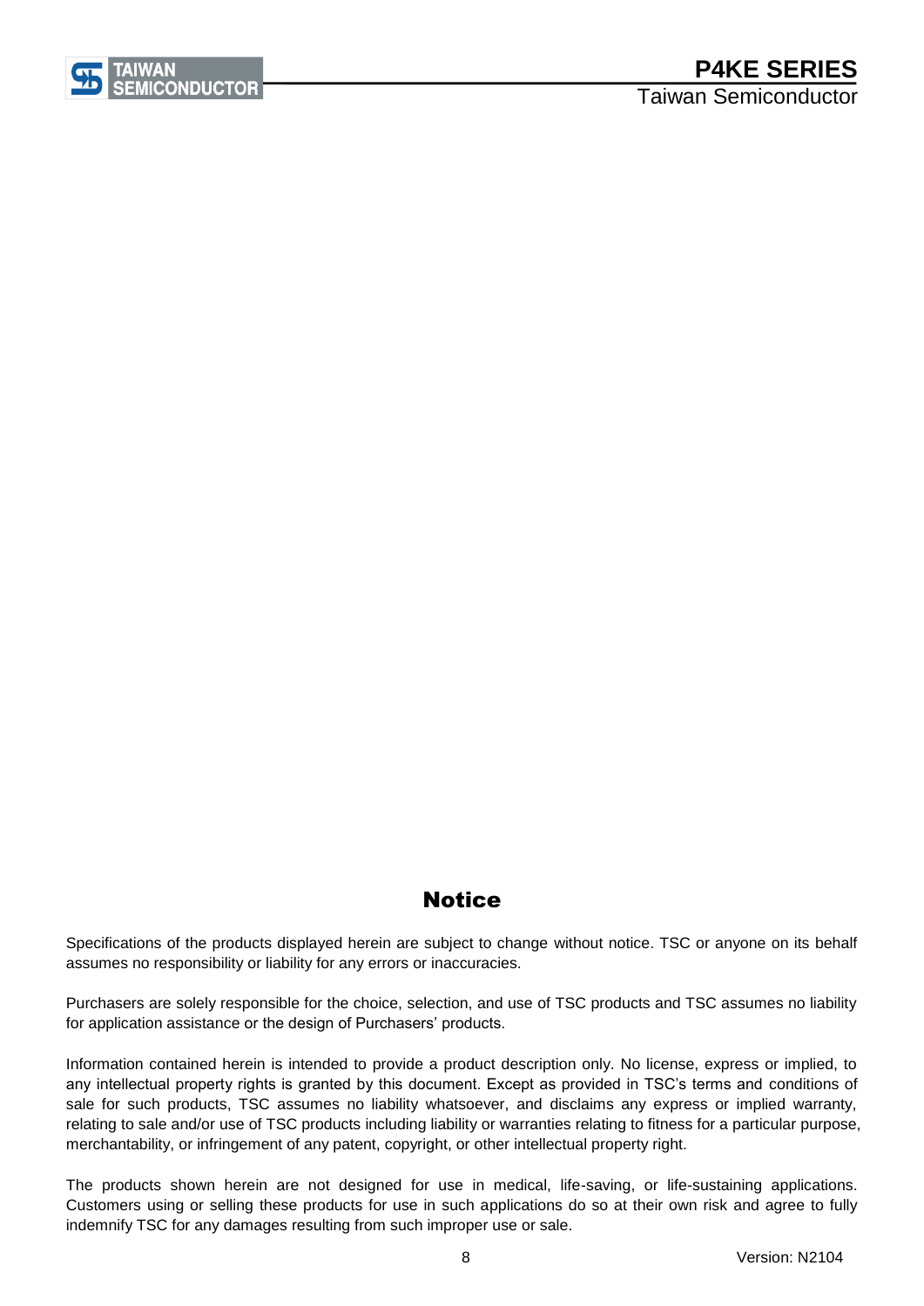## Notice

Specifications of the products displayed herein are subject to change without notice. TSC or anyone on its behalf assumes no responsibility or liability for any errors or inaccuracies.

Purchasers are solely responsible for the choice, selection, and use of TSC products and TSC assumes no liability for application assistance or the design of Purchasers' products.

Information contained herein is intended to provide a product description only. No license, express or implied, to any intellectual property rights is granted by this document. Except as provided in TSC's terms and conditions of sale for such products, TSC assumes no liability whatsoever, and disclaims any express or implied warranty, relating to sale and/or use of TSC products including liability or warranties relating to fitness for a particular purpose, merchantability, or infringement of any patent, copyright, or other intellectual property right.

The products shown herein are not designed for use in medical, life-saving, or life-sustaining applications. Customers using or selling these products for use in such applications do so at their own risk and agree to fully indemnify TSC for any damages resulting from such improper use or sale.